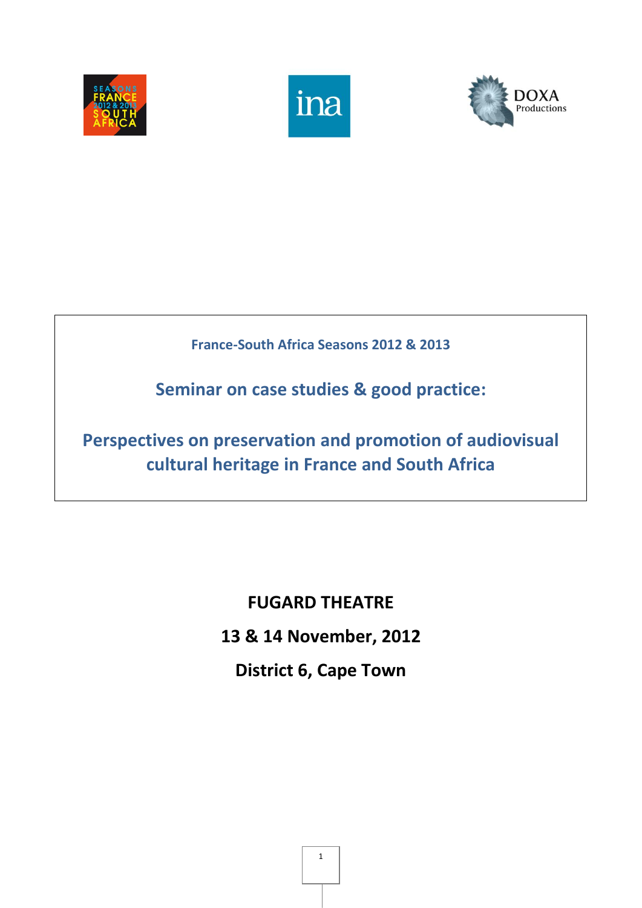France-South Africa Seasons 2012 & 2013

# Seminar on case studies & good practice:

# Perspectives on preservation and promotion of audiovisual cultural heritage in France and South Africa

**FUGARD THEATRE**

**13 & 14 November, 2012**

**District 6, Cape Town**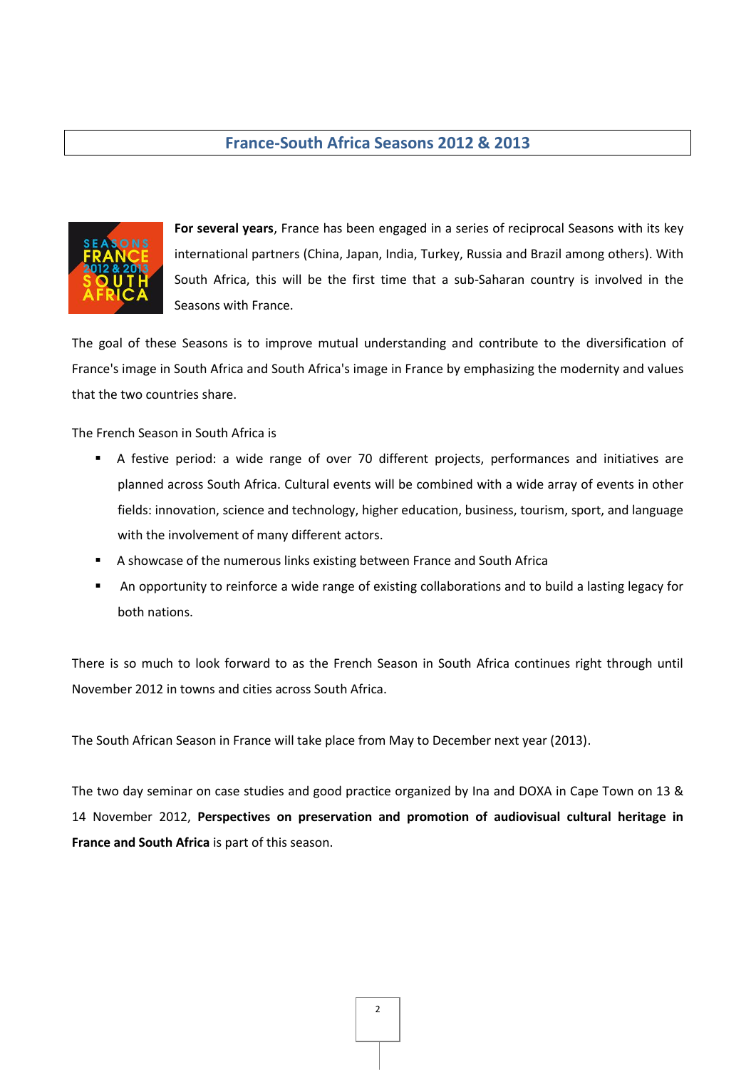# France-South Africa Seasons 2012 & 2013

**For several years**, France has been engaged in a series of reciprocal Seasons with its key international partners (China, Japan, India, Turkey, Russia and Brazil among others). With South Africa, this will be the first time that a sub-Saharan country is involved in the Seasons with France.

The goal of these Seasons is to improve mutual understanding and contribute to the diversification of France's image in South Africa and South Africa's image in France by emphasizing the modernity and values that the two countries share.

The French Season in South Africa is

- A festive period: a wide range of over 70 different projects, performances and initiatives are planned across South Africa. Cultural events will be combined with a wide array of events in other fields: innovation, science and technology, higher education, business, tourism, sport, and language with the involvement of many different actors.
- A showcase of the numerous links existing between France and South Africa
- An opportunity to reinforce a wide range of existing collaborations and to build a lasting legacy for both nations.

There is so much to look forward to as the French Season in South Africa continues right through until November 2012 in towns and cities across South Africa.

The South African Season in France will take place from May to December next year (2013).

The two day seminar on case studies and good practice organized by Ina and DOXA in Cape Town on 13 & 14 November 2012, **Perspectives on preservation and promotion of audiovisual cultural heritage in France and South Africa** is part of this season.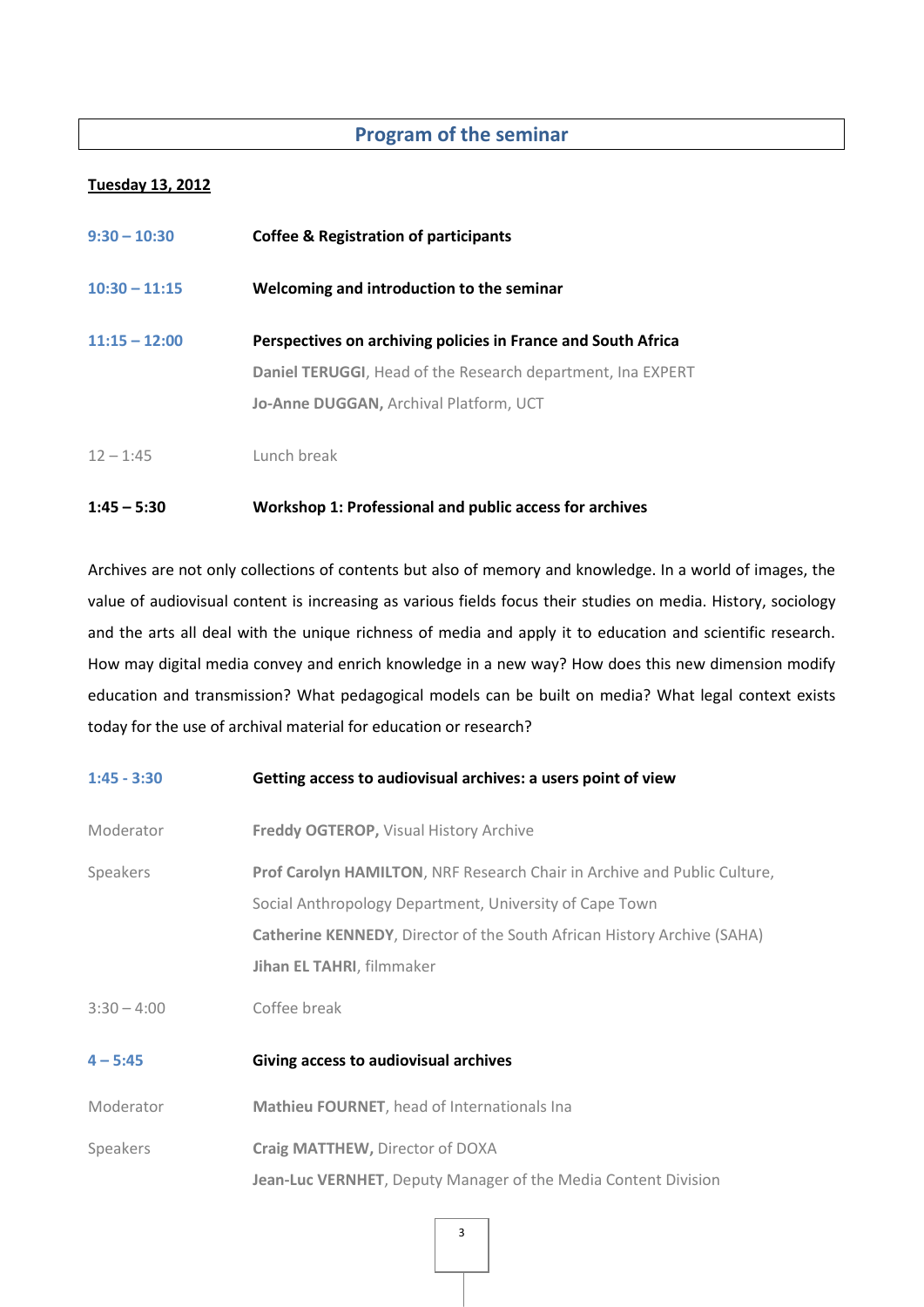## Program of the seminar

**Tuesday 13, 2012**

**9:30 – 10:30** **Coffee & Registration of participants**

**10:30 – 11:15** **Welcoming and introduction to the seminar**

**11:15 – 12:00** **Perspectives on archiving policies in France and South Africa**

**Daniel TERUGGI**, Head of the Research department, Ina EXPERT

**Jo-Anne DUGGAN,** Archival Platform, UCT

12 – 1:45 Lunch break

**1:45 – 5:30** **Workshop 1: Professional and public access for archives**

Archives are not only collections of contents but also of memory and knowledge. In a world of images, the value of audiovisual content is increasing as various fields focus their studies on media. History, sociology and the arts all deal with the unique richness of media and apply it to education and scientific research. How may digital media convey and enrich knowledge in a new way? How does this new dimension modify education and transmission? What pedagogical models can be built on media? What legal context exists today for the use of archival material for education or research?

**1:45 - 3:30** **Getting access to audiovisual archives: a users point of view**

Moderator **Freddy OGTEROP,** Visual History Archive

Speakers **Prof Carolyn HAMILTON**, NRF Research Chair in Archive and Public Culture, Social Anthropology Department, University of Cape Town

**Catherine KENNEDY**, Director of the South African History Archive (SAHA)

**Jihan EL TAHRI**, filmmaker

3:30 – 4:00 Coffee break

**4 – 5:45** **Giving access to audiovisual archives**

Moderator **Mathieu FOURNET**, head of Internationals Ina

Speakers **Craig MATTHEW,** Director of DOXA

**Jean-Luc VERNHET**, Deputy Manager of the Media Content Division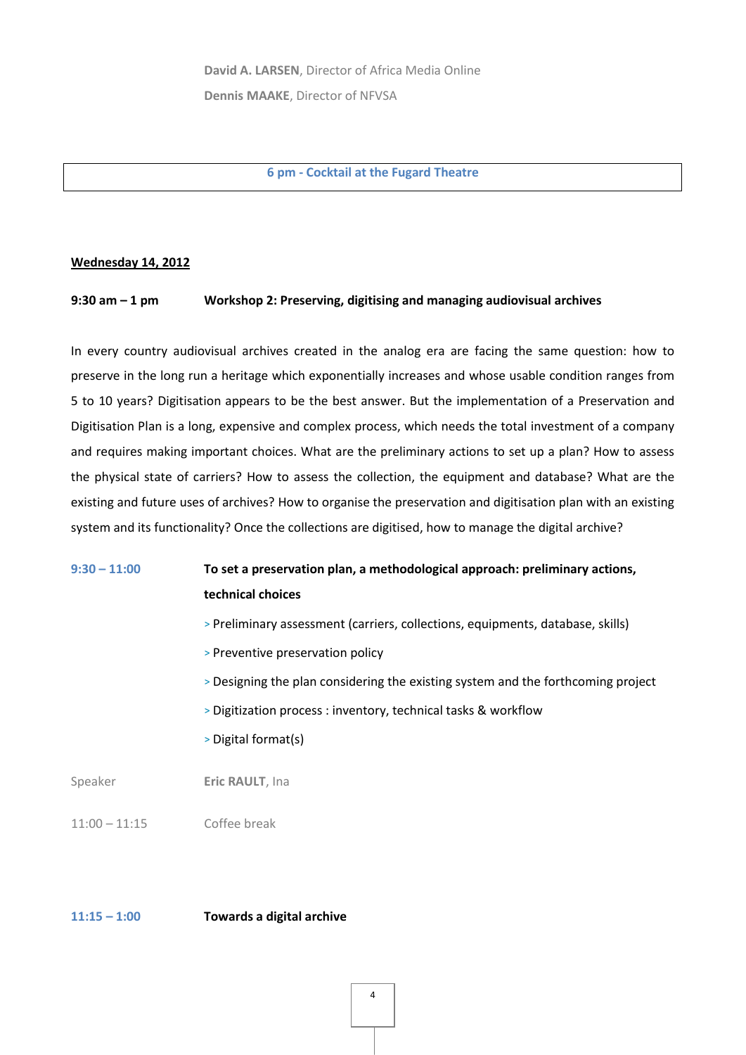**David A. LARSEN**, Director of Africa Media Online

**Dennis MAAKE**, Director of NFVSA

**6 pm - Cocktail at the Fugard Theatre**

**<u>Wednesday 14, 2012</u>**

**9:30 am – 1 pm** **Workshop 2: Preserving, digitising and managing audiovisual archives**

In every country audiovisual archives created in the analog era are facing the same question: how to preserve in the long run a heritage which exponentially increases and whose usable condition ranges from 5 to 10 years? Digitisation appears to be the best answer. But the implementation of a Preservation and Digitisation Plan is a long, expensive and complex process, which needs the total investment of a company and requires making important choices. What are the preliminary actions to set up a plan? How to assess the physical state of carriers? How to assess the collection, the equipment and database? What are the existing and future uses of archives? How to organise the preservation and digitisation plan with an existing system and its functionality? Once the collections are digitised, how to manage the digital archive?

**9:30 – 11:00** **To set a preservation plan, a methodological approach: preliminary actions, technical choices**

> Preliminary assessment (carriers, collections, equipments, database, skills)

> Preventive preservation policy

> Designing the plan considering the existing system and the forthcoming project

> Digitization process : inventory, technical tasks & workflow

> Digital format(s)

Speaker **Eric RAULT**, Ina

11:00 – 11:15 Coffee break

**11:15 – 1:00** **Towards a digital archive**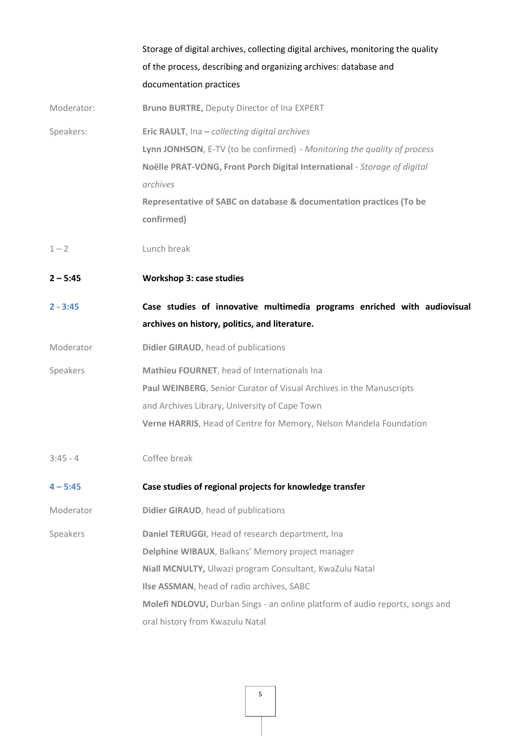Storage of digital archives, collecting digital archives, monitoring the quality of the process, describing and organizing archives: database and documentation practices

Moderator: **Bruno BURTRE,** Deputy Director of Ina EXPERT

Speakers:

**Eric RAULT**, Ina – *collecting digital archives*
**Lynn JONHSON**, E-TV (to be confirmed) - *Monitoring the quality of process*
**Noëlle PRAT-VONG, Front Porch Digital International** - *Storage of digital archives*
**Representative of SABC on database & documentation practices (To be confirmed)**

1 – 2 Lunch break

**2 – 5:45 Workshop 3: case studies**

**2 - 3:45 Case studies of innovative multimedia programs enriched with audiovisual archives on history, politics, and literature.**

Moderator: **Didier GIRAUD**, head of publications

Speakers:

**Mathieu FOURNET**, head of Internationals Ina
**Paul WEINBERG**, Senior Curator of Visual Archives in the Manuscripts and Archives Library, University of Cape Town
**Verne HARRIS**, Head of Centre for Memory, Nelson Mandela Foundation

3:45 - 4 Coffee break

**4 – 5:45 Case studies of regional projects for knowledge transfer**

Moderator: **Didier GIRAUD**, head of publications

Speakers:

**Daniel TERUGGI**, Head of research department, Ina
**Delphine WIBAUX**, Balkans' Memory project manager
**Niall MCNULTY,** Ulwazi program Consultant, KwaZulu Natal
**Ilse ASSMAN**, head of radio archives, SABC
**Molefi NDLOVU,** Durban Sings - an online platform of audio reports, songs and oral history from Kwazulu Natal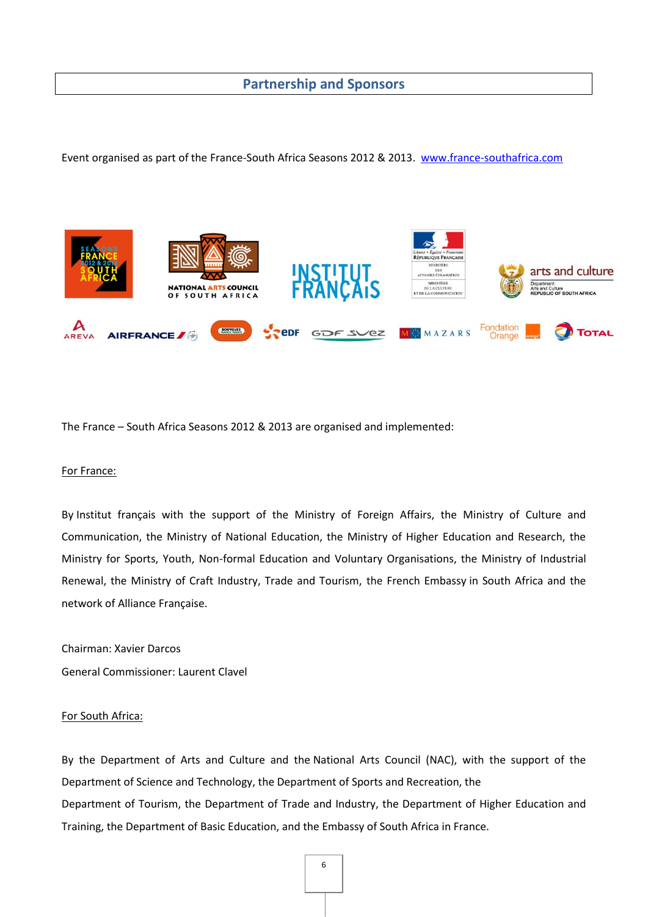## Partnership and Sponsors

Event organised as part of the France-South Africa Seasons 2012 & 2013. [www.france-southafrica.com](http://www.france-southafrica.com)

The France – South Africa Seasons 2012 & 2013 are organised and implemented:

For France:

By Institut français with the support of the Ministry of Foreign Affairs, the Ministry of Culture and Communication, the Ministry of National Education, the Ministry of Higher Education and Research, the Ministry for Sports, Youth, Non-formal Education and Voluntary Organisations, the Ministry of Industrial Renewal, the Ministry of Craft Industry, Trade and Tourism, the French Embassy in South Africa and the network of Alliance Française.

Chairman: Xavier Darcos

General Commissioner: Laurent Clavel

For South Africa:

By the Department of Arts and Culture and the National Arts Council (NAC), with the support of the Department of Science and Technology, the Department of Sports and Recreation, the Department of Tourism, the Department of Trade and Industry, the Department of Higher Education and Training, the Department of Basic Education, and the Embassy of South Africa in France.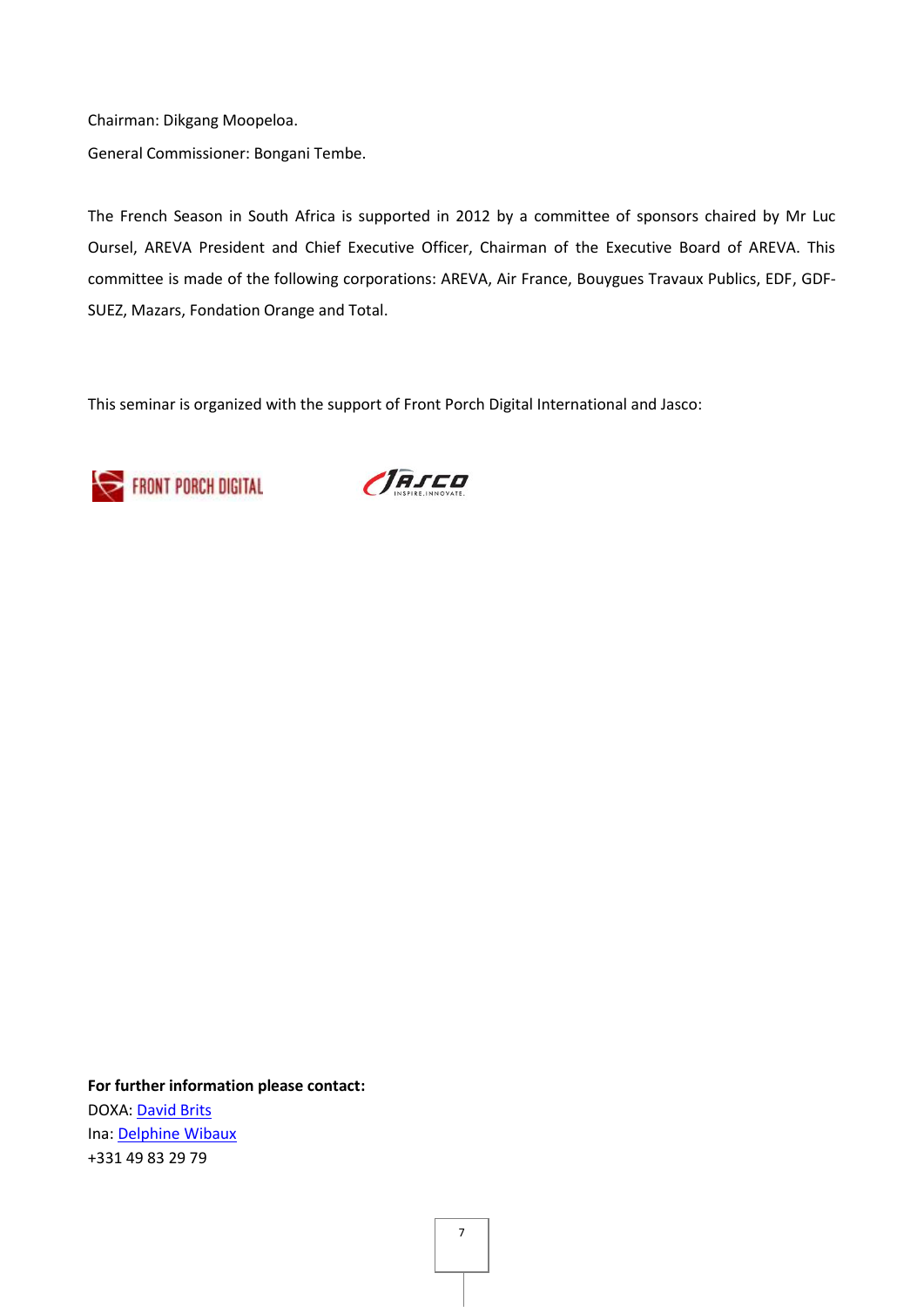Chairman: Dikgang Moopeloa.

General Commissioner: Bongani Tembe.

The French Season in South Africa is supported in 2012 by a committee of sponsors chaired by Mr Luc Oursel, AREVA President and Chief Executive Officer, Chairman of the Executive Board of AREVA. This committee is made of the following corporations: AREVA, Air France, Bouygues Travaux Publics, EDF, GDF-SUEZ, Mazars, Fondation Orange and Total.

This seminar is organized with the support of Front Porch Digital International and Jasco:

FRONT PORCH DIGITAL

JASCO INSPIRE.INNOVATE.

**For further information please contact:**
DOXA: David Brits
Ina: Delphine Wibaux
+331 49 83 29 79